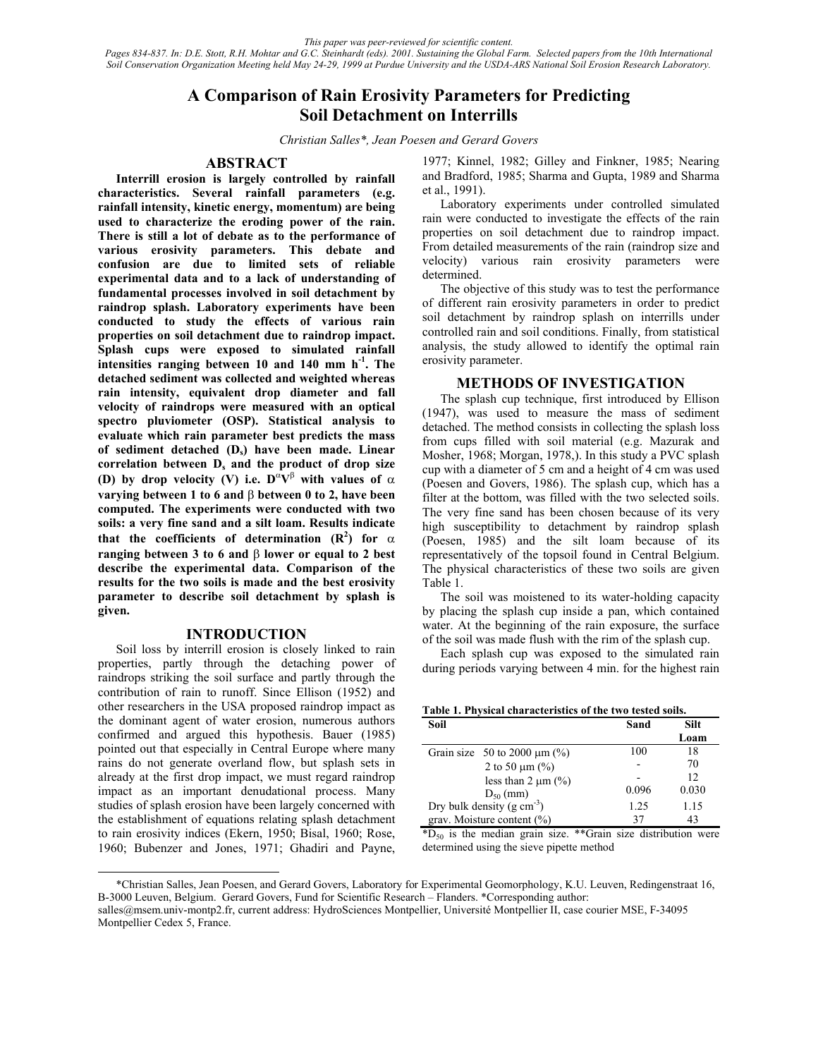*This paper was peer-reviewed for scientific content.*
*Pages 834-837. In: D.E. Stott, R.H. Mohtar and G.C. Steinhardt (eds). 2001. Sustaining the Global Farm. Selected papers from the 10th International Soil Conservation Organization Meeting held May 24-29, 1999 at Purdue University and the USDA-ARS National Soil Erosion Research Laboratory.*

# A Comparison of Rain Erosivity Parameters for Predicting Soil Detachment on Interrills

*Christian Salles\*, Jean Poesen and Gerard Govers*

## ABSTRACT

**Interrill erosion is largely controlled by rainfall characteristics. Several rainfall parameters (e.g. rainfall intensity, kinetic energy, momentum) are being used to characterize the eroding power of the rain. There is still a lot of debate as to the performance of various erosivity parameters. This debate and confusion are due to limited sets of reliable experimental data and to a lack of understanding of fundamental processes involved in soil detachment by raindrop splash. Laboratory experiments have been conducted to study the effects of various rain properties on soil detachment due to raindrop impact. Splash cups were exposed to simulated rainfall intensities ranging between 10 and 140 mm h$^{-1}$. The detached sediment was collected and weighted whereas rain intensity, equivalent drop diameter and fall velocity of raindrops were measured with an optical spectro pluviometer (OSP). Statistical analysis to evaluate which rain parameter best predicts the mass of sediment detached ($D_s$) have been made. Linear correlation between $D_s$ and the product of drop size (D) by drop velocity (V) i.e. $D^{\alpha}V^{\beta}$ with values of $\alpha$ varying between 1 to 6 and $\beta$ between 0 to 2, have been computed. The experiments were conducted with two soils: a very fine sand and a silt loam. Results indicate that the coefficients of determination ($R^2$) for $\alpha$ ranging between 3 to 6 and $\beta$ lower or equal to 2 best describe the experimental data. Comparison of the results for the two soils is made and the best erosivity parameter to describe soil detachment by splash is given.**

## INTRODUCTION

Soil loss by interrill erosion is closely linked to rain properties, partly through the detaching power of raindrops striking the soil surface and partly through the contribution of rain to runoff. Since Ellison (1952) and other researchers in the USA proposed raindrop impact as the dominant agent of water erosion, numerous authors confirmed and argued this hypothesis. Bauer (1985) pointed out that especially in Central Europe where many rains do not generate overland flow, but splash sets in already at the first drop impact, we must regard raindrop impact as an important denudational process. Many studies of splash erosion have been largely concerned with the establishment of equations relating splash detachment to rain erosivity indices (Ekern, 1950; Bisal, 1960; Rose, 1960; Bubenzer and Jones, 1971; Ghadiri and Payne, 1977; Kinnel, 1982; Gilley and Finkner, 1985; Nearing and Bradford, 1985; Sharma and Gupta, 1989 and Sharma et al., 1991).

Laboratory experiments under controlled simulated rain were conducted to investigate the effects of the rain properties on soil detachment due to raindrop impact. From detailed measurements of the rain (raindrop size and velocity) various rain erosivity parameters were determined.

The objective of this study was to test the performance of different rain erosivity parameters in order to predict soil detachment by raindrop splash on interrills under controlled rain and soil conditions. Finally, from statistical analysis, the study allowed to identify the optimal rain erosivity parameter.

## METHODS OF INVESTIGATION

The splash cup technique, first introduced by Ellison (1947), was used to measure the mass of sediment detached. The method consists in collecting the splash loss from cups filled with soil material (e.g. Mazurak and Mosher, 1968; Morgan, 1978,). In this study a PVC splash cup with a diameter of 5 cm and a height of 4 cm was used (Poesen and Govers, 1986). The splash cup, which has a filter at the bottom, was filled with the two selected soils. The very fine sand has been chosen because of its very high susceptibility to detachment by raindrop splash (Poesen, 1985) and the silt loam because of its representatively of the topsoil found in Central Belgium. The physical characteristics of these two soils are given Table 1.

The soil was moistened to its water-holding capacity by placing the splash cup inside a pan, which contained water. At the beginning of the rain exposure, the surface of the soil was made flush with the rim of the splash cup.

Each splash cup was exposed to the simulated rain during periods varying between 4 min. for the highest rain

**Table 1. Physical characteristics of the two tested soils.**

| Soil | | Sand | Silt Loam |
|---|---|---|---|
| Grain size | 50 to 2000 μm (%) | 100 | 18 |
| | 2 to 50 μm (%) | - | 70 |
| | less than 2 μm (%) | - | 12 |
| | $D_{50}$ (mm) | 0.096 | 0.030 |
| Dry bulk density (g cm$^{-3}$) | | 1.25 | 1.15 |
| grav. Moisture content (%) | | 37 | 43 |

\*$D_{50}$ is the median grain size. \*\*Grain size distribution were determined using the sieve pipette method

\*Christian Salles, Jean Poesen, and Gerard Govers, Laboratory for Experimental Geomorphology, K.U. Leuven, Redingenstraat 16, B-3000 Leuven, Belgium. Gerard Govers, Fund for Scientific Research – Flanders. \*Corresponding author: salles@msem.univ-montp2.fr, current address: HydroSciences Montpellier, Université Montpellier II, case courier MSE, F-34095 Montpellier Cedex 5, France.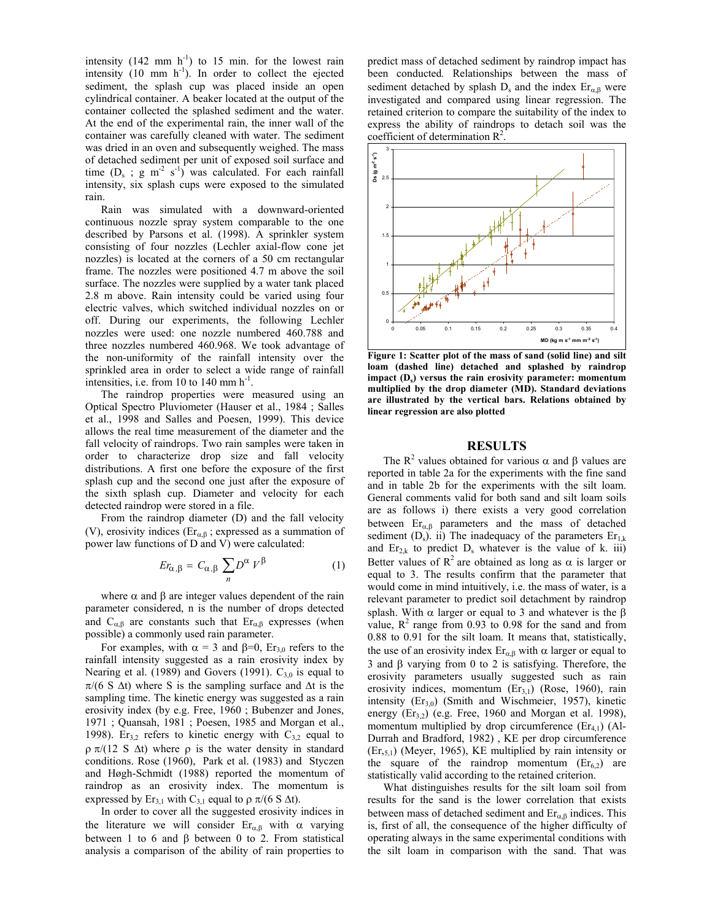intensity (142 mm $h^{-1}$) to 15 min. for the lowest rain intensity (10 mm $h^{-1}$). In order to collect the ejected sediment, the splash cup was placed inside an open cylindrical container. A beaker located at the output of the container collected the splashed sediment and the water. At the end of the experimental rain, the inner wall of the container was carefully cleaned with water. The sediment was dried in an oven and subsequently weighed. The mass of detached sediment per unit of exposed soil surface and time ($D_s$ ; g $m^{-2}$ $s^{-1}$) was calculated. For each rainfall intensity, six splash cups were exposed to the simulated rain.

Rain was simulated with a downward-oriented continuous nozzle spray system comparable to the one described by Parsons et al. (1998). A sprinkler system consisting of four nozzles (Lechler axial-flow cone jet nozzles) is located at the corners of a 50 cm rectangular frame. The nozzles were positioned 4.7 m above the soil surface. The nozzles were supplied by a water tank placed 2.8 m above. Rain intensity could be varied using four electric valves, which switched individual nozzles on or off. During our experiments, the following Lechler nozzles were used: one nozzle numbered 460.788 and three nozzles numbered 460.968. We took advantage of the non-uniformity of the rainfall intensity over the sprinkled area in order to select a wide range of rainfall intensities, i.e. from 10 to 140 mm $h^{-1}$.

The raindrop properties were measured using an Optical Spectro Pluviometer (Hauser et al., 1984 ; Salles et al., 1998 and Salles and Poesen, 1999). This device allows the real time measurement of the diameter and the fall velocity of raindrops. Two rain samples were taken in order to characterize drop size and fall velocity distributions. A first one before the exposure of the first splash cup and the second one just after the exposure of the sixth splash cup. Diameter and velocity for each detected raindrop were stored in a file.

From the raindrop diameter (D) and the fall velocity (V), erosivity indices ($Er_{\alpha,\beta}$ ; expressed as a summation of power law functions of D and V) were calculated:

$$Er_{\alpha,\beta} = C_{\alpha,\beta} \sum_{n} D^{\alpha} V^{\beta} \qquad (1)$$

where $\alpha$ and $\beta$ are integer values dependent of the rain parameter considered, n is the number of drops detected and $C_{\alpha,\beta}$ are constants such that $Er_{\alpha,\beta}$ expresses (when possible) a commonly used rain parameter.

For examples, with $\alpha = 3$ and $\beta=0$, $Er_{3,0}$ refers to the rainfall intensity suggested as a rain erosivity index by Nearing et al. (1989) and Govers (1991). $C_{3,0}$ is equal to $\pi/(6\ S\ \Delta t)$ where S is the sampling surface and $\Delta t$ is the sampling time. The kinetic energy was suggested as a rain erosivity index (by e.g. Free, 1960 ; Bubenzer and Jones, 1971 ; Quansah, 1981 ; Poesen, 1985 and Morgan et al., 1998). $Er_{3,2}$ refers to kinetic energy with $C_{3,2}$ equal to $\rho\ \pi/(12\ S\ \Delta t)$ where $\rho$ is the water density in standard conditions. Rose (1960), Park et al. (1983) and Styczen and Høgh-Schmidt (1988) reported the momentum of raindrop as an erosivity index. The momentum is expressed by $Er_{3,1}$ with $C_{3,1}$ equal to $\rho\ \pi/(6\ S\ \Delta t)$.

In order to cover all the suggested erosivity indices in the literature we will consider $Er_{\alpha,\beta}$ with $\alpha$ varying between 1 to 6 and $\beta$ between 0 to 2. From statistical analysis a comparison of the ability of rain properties to predict mass of detached sediment by raindrop impact has been conducted. Relationships between the mass of sediment detached by splash $D_s$ and the index $Er_{\alpha,\beta}$ were investigated and compared using linear regression. The retained criterion to compare the suitability of the index to express the ability of raindrops to detach soil was the coefficient of determination $R^2$.

**Figure 1: Scatter plot of the mass of sand (solid line) and silt loam (dashed line) detached and splashed by raindrop impact ($D_s$) versus the rain erosivity parameter: momentum multiplied by the drop diameter (MD). Standard deviations are illustrated by the vertical bars. Relations obtained by linear regression are also plotted**

## RESULTS

The $R^2$ values obtained for various $\alpha$ and $\beta$ values are reported in table 2a for the experiments with the fine sand and in table 2b for the experiments with the silt loam. General comments valid for both sand and silt loam soils are as follows i) there exists a very good correlation between $Er_{\alpha,\beta}$ parameters and the mass of detached sediment ($D_s$). ii) The inadequacy of the parameters $Er_{1,k}$ and $Er_{2,k}$ to predict $D_s$ whatever is the value of k. iii) Better values of $R^2$ are obtained as long as $\alpha$ is larger or equal to 3. The results confirm that the parameter that would come in mind intuitively, i.e. the mass of water, is a relevant parameter to predict soil detachment by raindrop splash. With $\alpha$ larger or equal to 3 and whatever is the $\beta$ value, $R^2$ range from 0.93 to 0.98 for the sand and from 0.88 to 0.91 for the silt loam. It means that, statistically, the use of an erosivity index $Er_{\alpha,\beta}$ with $\alpha$ larger or equal to 3 and $\beta$ varying from 0 to 2 is satisfying. Therefore, the erosivity parameters usually suggested such as rain erosivity indices, momentum ($Er_{3,1}$) (Rose, 1960), rain intensity ($Er_{3,0}$) (Smith and Wischmeier, 1957), kinetic energy ($Er_{3,2}$) (e.g. Free, 1960 and Morgan et al. 1998), momentum multiplied by drop circumference ($Er_{4,1}$) (Al-Durrah and Bradford, 1982) , KE per drop circumference ($Er_{5,1}$) (Meyer, 1965), KE multiplied by rain intensity or the square of the raindrop momentum ($Er_{6,2}$) are statistically valid according to the retained criterion.

What distinguishes results for the silt loam soil from results for the sand is the lower correlation that exists between mass of detached sediment and $Er_{\alpha,\beta}$ indices. This is, first of all, the consequence of the higher difficulty of operating always in the same experimental conditions with the silt loam in comparison with the sand. That was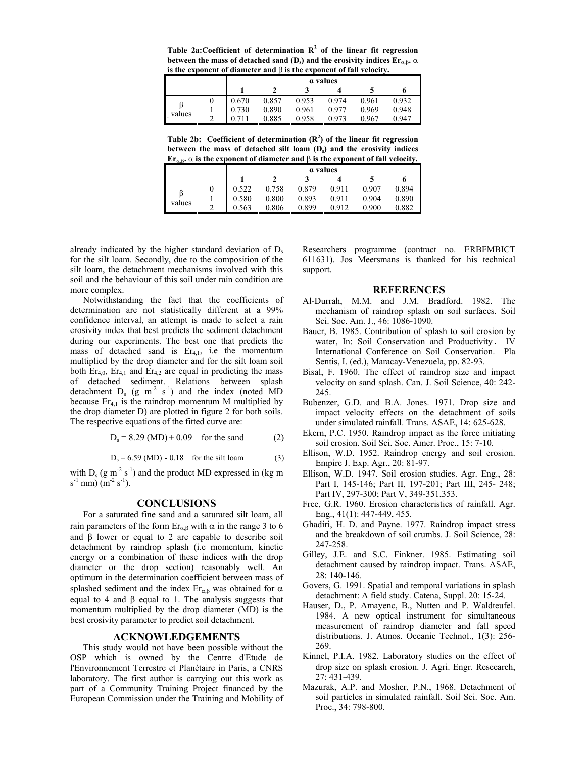**Table 2a:Coefficient of determination $R^2$ of the linear fit regression between the mass of detached sand ($D_s$) and the erosivity indices $Er_{\alpha,\beta}$. $\alpha$ is the exponent of diameter and $\beta$ is the exponent of fall velocity.**

| | | α values | | | | | |
|---|---|---|---|---|---|---|---|
| | | 1 | 2 | 3 | 4 | 5 | 6 |
| β values | 0 | 0.670 | 0.857 | 0.953 | 0.974 | 0.961 | 0.932 |
| | 1 | 0.730 | 0.890 | 0.961 | 0.977 | 0.969 | 0.948 |
| | 2 | 0.711 | 0.885 | 0.958 | 0.973 | 0.967 | 0.947 |

**Table 2b: Coefficient of determination ($R^2$) of the linear fit regression between the mass of detached silt loam ($D_s$) and the erosivity indices $Er_{\alpha,\beta}$. $\alpha$ is the exponent of diameter and $\beta$ is the exponent of fall velocity.**

| | | α values | | | | | |
|---|---|---|---|---|---|---|---|
| | | 1 | 2 | 3 | 4 | 5 | 6 |
| β values | 0 | 0.522 | 0.758 | 0.879 | 0.911 | 0.907 | 0.894 |
| | 1 | 0.580 | 0.800 | 0.893 | 0.911 | 0.904 | 0.890 |
| | 2 | 0.563 | 0.806 | 0.899 | 0.912 | 0.900 | 0.882 |

already indicated by the higher standard deviation of $D_s$ for the silt loam. Secondly, due to the composition of the silt loam, the detachment mechanisms involved with this soil and the behaviour of this soil under rain condition are more complex.

Notwithstanding the fact that the coefficients of determination are not statistically different at a 99% confidence interval, an attempt is made to select a rain erosivity index that best predicts the sediment detachment during our experiments. The best one that predicts the mass of detached sand is $Er_{4,1}$, i.e the momentum multiplied by the drop diameter and for the silt loam soil both $Er_{4,0}$, $Er_{4,1}$ and $Er_{4,2}$ are equal in predicting the mass of detached sediment. Relations between splash detachment $D_s$ ($g\ m^{-2}\ s^{-1}$) and the index (noted MD because $Er_{4,1}$ is the raindrop momentum M multiplied by the drop diameter D) are plotted in figure 2 for both soils. The respective equations of the fitted curve are:

$$D_s = 8.29\ (MD) + 0.09 \quad \text{for the sand} \qquad (2)$$

$$D_s = 6.59\ (MD) - 0.18 \quad \text{for the silt loam} \qquad (3)$$

with $D_s$ ($g\ m^{-2}\ s^{-1}$) and the product MD expressed in ($kg\ m\ s^{-1}\ mm$) ($m^{-2}\ s^{-1}$).

## CONCLUSIONS

For a saturated fine sand and a saturated silt loam, all rain parameters of the form $Er_{\alpha,\beta}$ with $\alpha$ in the range 3 to 6 and $\beta$ lower or equal to 2 are capable to describe soil detachment by raindrop splash (i.e momentum, kinetic energy or a combination of these indices with the drop diameter or the drop section) reasonably well. An optimum in the determination coefficient between mass of splashed sediment and the index $Er_{\alpha,\beta}$ was obtained for $\alpha$ equal to 4 and $\beta$ equal to 1. The analysis suggests that momentum multiplied by the drop diameter (MD) is the best erosivity parameter to predict soil detachment.

## ACKNOWLEDGEMENTS

This study would not have been possible without the OSP which is owned by the Centre d'Etude de l'Environnement Terrestre et Planétaire in Paris, a CNRS laboratory. The first author is carrying out this work as part of a Community Training Project financed by the European Commission under the Training and Mobility of Researchers programme (contract no. ERBFMBICT 611631). Jos Meersmans is thanked for his technical support.

## REFERENCES

Al-Durrah, M.M. and J.M. Bradford. 1982. The mechanism of raindrop splash on soil surfaces. Soil Sci. Soc. Am. J., 46: 1086-1090.

Bauer, B. 1985. Contribution of splash to soil erosion by water, In: Soil Conservation and Productivity. IV International Conference on Soil Conservation. Pla Sentis, I. (ed.), Maracay-Venezuela, pp. 82-93.

Bisal, F. 1960. The effect of raindrop size and impact velocity on sand splash. Can. J. Soil Science, 40: 242-245.

Bubenzer, G.D. and B.A. Jones. 1971. Drop size and impact velocity effects on the detachment of soils under simulated rainfall. Trans. ASAE, 14: 625-628.

Ekern, P.C. 1950. Raindrop impact as the force initiating soil erosion. Soil Sci. Soc. Amer. Proc., 15: 7-10.

Ellison, W.D. 1952. Raindrop energy and soil erosion. Empire J. Exp. Agr., 20: 81-97.

Ellison, W.D. 1947. Soil erosion studies. Agr. Eng., 28: Part I, 145-146; Part II, 197-201; Part III, 245- 248; Part IV, 297-300; Part V, 349-351,353.

Free, G.R. 1960. Erosion characteristics of rainfall. Agr. Eng., 41(1): 447-449, 455.

Ghadiri, H. D. and Payne. 1977. Raindrop impact stress and the breakdown of soil crumbs. J. Soil Science, 28: 247-258.

Gilley, J.E. and S.C. Finkner. 1985. Estimating soil detachment caused by raindrop impact. Trans. ASAE, 28: 140-146.

Govers, G. 1991. Spatial and temporal variations in splash detachment: A field study. Catena, Suppl. 20: 15-24.

Hauser, D., P. Amayenc, B., Nutten and P. Waldteufel. 1984. A new optical instrument for simultaneous measurement of raindrop diameter and fall speed distributions. J. Atmos. Oceanic Technol., 1(3): 256-269.

Kinnel, P.I.A. 1982. Laboratory studies on the effect of drop size on splash erosion. J. Agri. Engr. Reseearch, 27: 431-439.

Mazurak, A.P. and Mosher, P.N., 1968. Detachment of soil particles in simulated rainfall. Soil Sci. Soc. Am. Proc., 34: 798-800.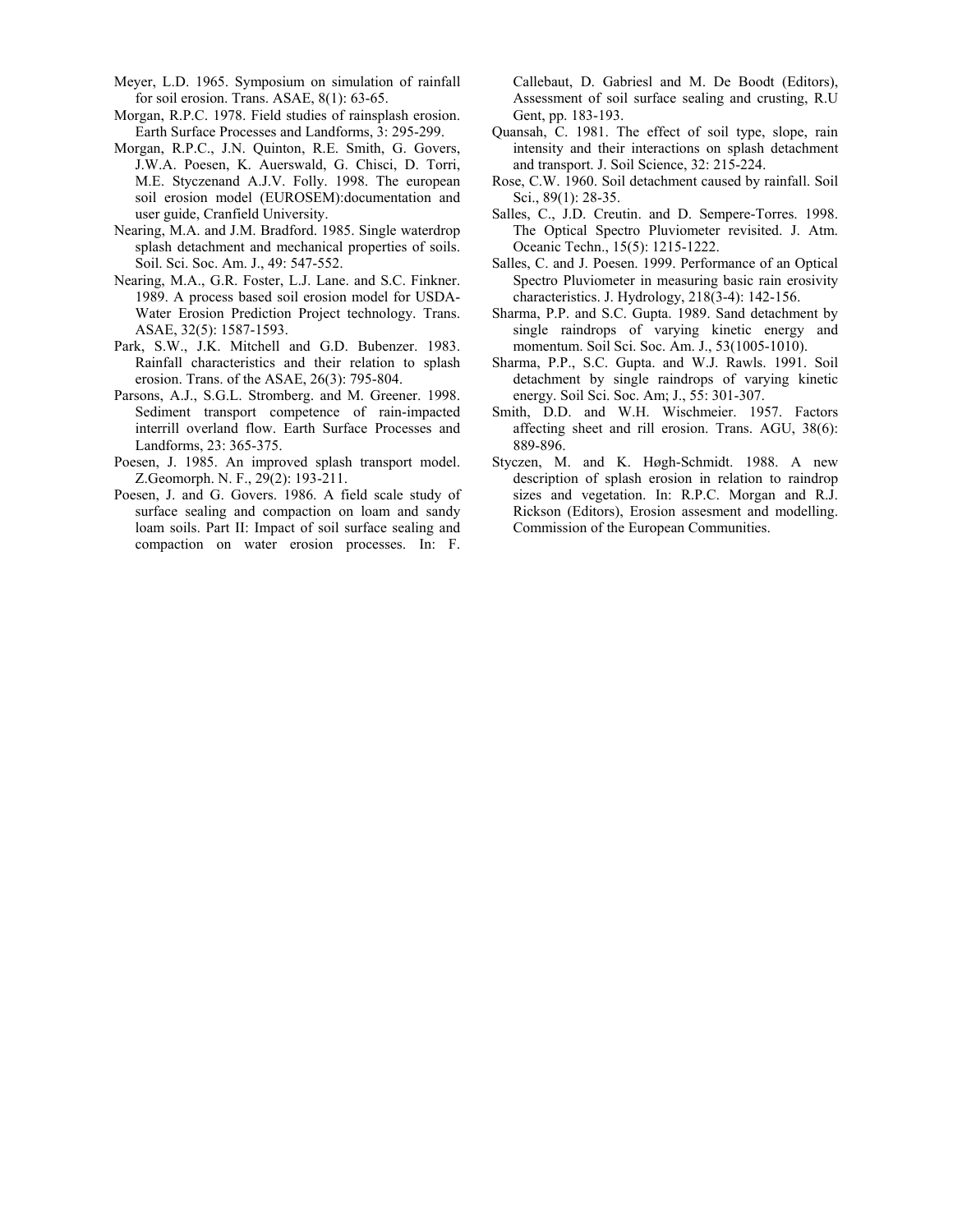Meyer, L.D. 1965. Symposium on simulation of rainfall for soil erosion. Trans. ASAE, 8(1): 63-65.

Morgan, R.P.C. 1978. Field studies of rainsplash erosion. Earth Surface Processes and Landforms, 3: 295-299.

Morgan, R.P.C., J.N. Quinton, R.E. Smith, G. Govers, J.W.A. Poesen, K. Auerswald, G. Chisci, D. Torri, M.E. Styczenand A.J.V. Folly. 1998. The european soil erosion model (EUROSEM):documentation and user guide, Cranfield University.

Nearing, M.A. and J.M. Bradford. 1985. Single waterdrop splash detachment and mechanical properties of soils. Soil. Sci. Soc. Am. J., 49: 547-552.

Nearing, M.A., G.R. Foster, L.J. Lane. and S.C. Finkner. 1989. A process based soil erosion model for USDA-Water Erosion Prediction Project technology. Trans. ASAE, 32(5): 1587-1593.

Park, S.W., J.K. Mitchell and G.D. Bubenzer. 1983. Rainfall characteristics and their relation to splash erosion. Trans. of the ASAE, 26(3): 795-804.

Parsons, A.J., S.G.L. Stromberg. and M. Greener. 1998. Sediment transport competence of rain-impacted interrill overland flow. Earth Surface Processes and Landforms, 23: 365-375.

Poesen, J. 1985. An improved splash transport model. Z.Geomorph. N. F., 29(2): 193-211.

Poesen, J. and G. Govers. 1986. A field scale study of surface sealing and compaction on loam and sandy loam soils. Part II: Impact of soil surface sealing and compaction on water erosion processes. In: F. Callebaut, D. Gabriesl and M. De Boodt (Editors), Assessment of soil surface sealing and crusting, R.U Gent, pp. 183-193.

Quansah, C. 1981. The effect of soil type, slope, rain intensity and their interactions on splash detachment and transport. J. Soil Science, 32: 215-224.

Rose, C.W. 1960. Soil detachment caused by rainfall. Soil Sci., 89(1): 28-35.

Salles, C., J.D. Creutin. and D. Sempere-Torres. 1998. The Optical Spectro Pluviometer revisited. J. Atm. Oceanic Techn., 15(5): 1215-1222.

Salles, C. and J. Poesen. 1999. Performance of an Optical Spectro Pluviometer in measuring basic rain erosivity characteristics. J. Hydrology, 218(3-4): 142-156.

Sharma, P.P. and S.C. Gupta. 1989. Sand detachment by single raindrops of varying kinetic energy and momentum. Soil Sci. Soc. Am. J., 53(1005-1010).

Sharma, P.P., S.C. Gupta. and W.J. Rawls. 1991. Soil detachment by single raindrops of varying kinetic energy. Soil Sci. Soc. Am; J., 55: 301-307.

Smith, D.D. and W.H. Wischmeier. 1957. Factors affecting sheet and rill erosion. Trans. AGU, 38(6): 889-896.

Styczen, M. and K. Høgh-Schmidt. 1988. A new description of splash erosion in relation to raindrop sizes and vegetation. In: R.P.C. Morgan and R.J. Rickson (Editors), Erosion assesment and modelling. Commission of the European Communities.